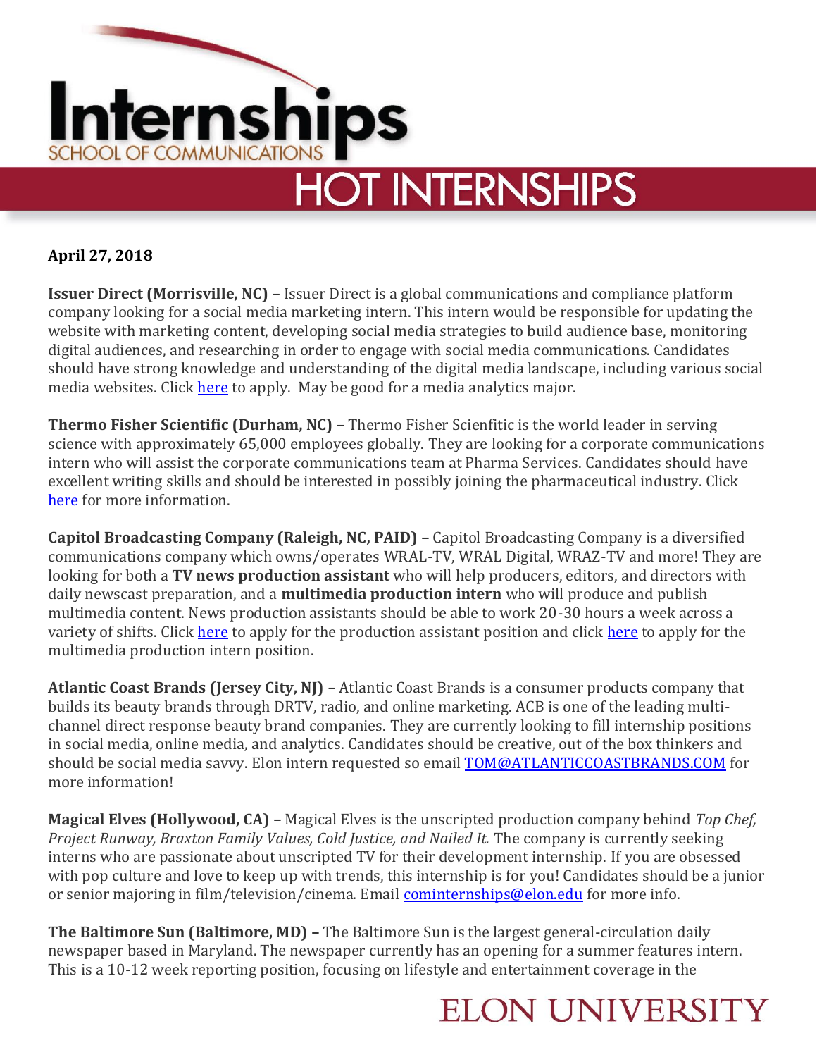# Internships

SCHOOL OF COMMUNICATIONS

## HOT INTERNSHIPS

**April 27, 2018**

**Issuer Direct (Morrisville, NC) –** Issuer Direct is a global communications and compliance platform company looking for a social media marketing intern. This intern would be responsible for updating the website with marketing content, developing social media strategies to build audience base, monitoring digital audiences, and researching in order to engage with social media communications. Candidates should have strong knowledge and understanding of the digital media landscape, including various social media websites. Click here to apply. May be good for a media analytics major.

**Thermo Fisher Scientific (Durham, NC) –** Thermo Fisher Scienfitic is the world leader in serving science with approximately 65,000 employees globally. They are looking for a corporate communications intern who will assist the corporate communications team at Pharma Services. Candidates should have excellent writing skills and should be interested in possibly joining the pharmaceutical industry. Click here for more information.

**Capitol Broadcasting Company (Raleigh, NC, PAID) –** Capitol Broadcasting Company is a diversified communications company which owns/operates WRAL-TV, WRAL Digital, WRAZ-TV and more! They are looking for both a **TV news production assistant** who will help producers, editors, and directors with daily newscast preparation, and a **multimedia production intern** who will produce and publish multimedia content. News production assistants should be able to work 20-30 hours a week across a variety of shifts. Click here to apply for the production assistant position and click here to apply for the multimedia production intern position.

**Atlantic Coast Brands (Jersey City, NJ) –** Atlantic Coast Brands is a consumer products company that builds its beauty brands through DRTV, radio, and online marketing. ACB is one of the leading multi-channel direct response beauty brand companies. They are currently looking to fill internship positions in social media, online media, and analytics. Candidates should be creative, out of the box thinkers and should be social media savvy. Elon intern requested so email TOM@ATLANTICCOASTBRANDS.COM for more information!

**Magical Elves (Hollywood, CA) –** Magical Elves is the unscripted production company behind *Top Chef, Project Runway, Braxton Family Values, Cold Justice, and Nailed It.* The company is currently seeking interns who are passionate about unscripted TV for their development internship. If you are obsessed with pop culture and love to keep up with trends, this internship is for you! Candidates should be a junior or senior majoring in film/television/cinema. Email cominternships@elon.edu for more info.

**The Baltimore Sun (Baltimore, MD) –** The Baltimore Sun is the largest general-circulation daily newspaper based in Maryland. The newspaper currently has an opening for a summer features intern. This is a 10-12 week reporting position, focusing on lifestyle and entertainment coverage in the

ELON UNIVERSITY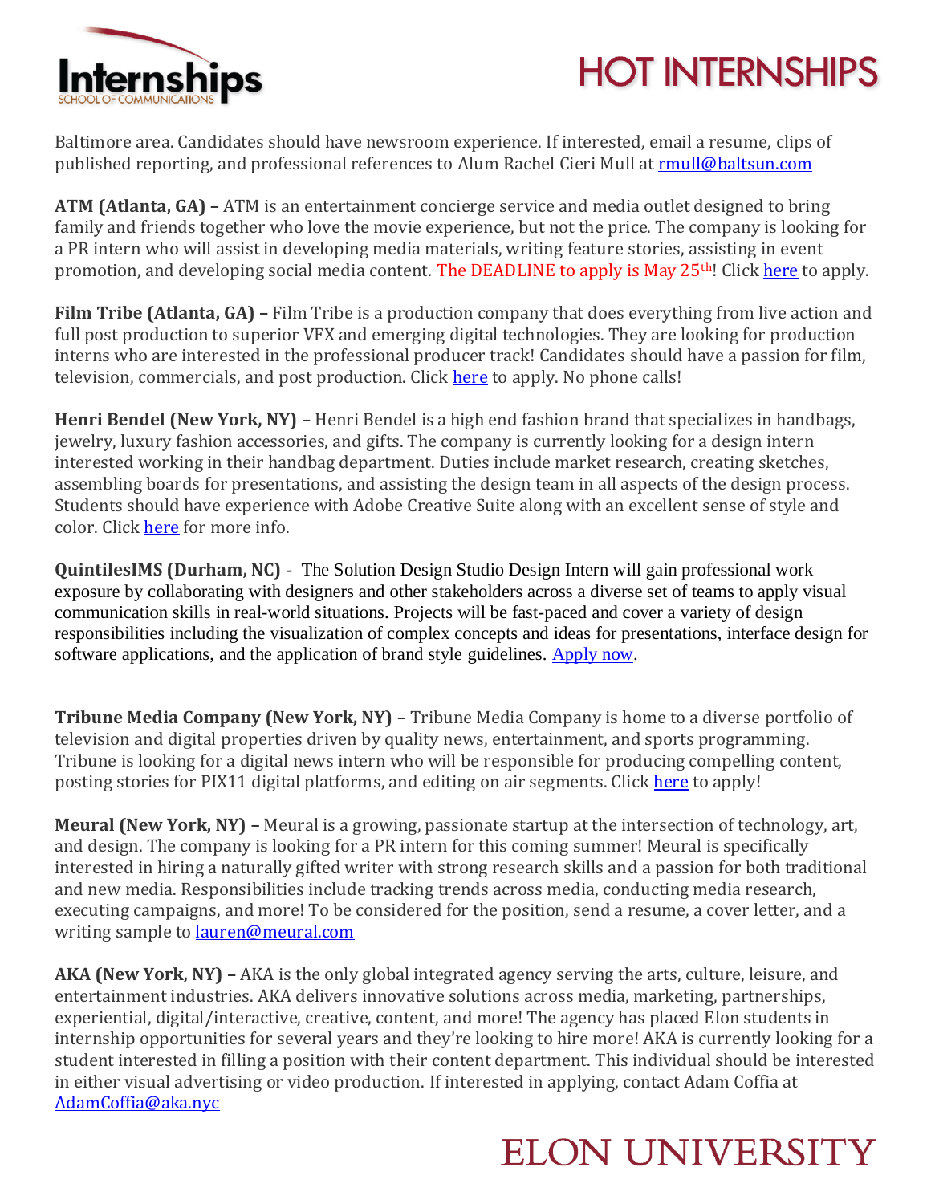Baltimore area. Candidates should have newsroom experience. If interested, email a resume, clips of published reporting, and professional references to Alum Rachel Cieri Mull at rmull@baltsun.com

**ATM (Atlanta, GA) –** ATM is an entertainment concierge service and media outlet designed to bring family and friends together who love the movie experience, but not the price. The company is looking for a PR intern who will assist in developing media materials, writing feature stories, assisting in event promotion, and developing social media content. The DEADLINE to apply is May 25th! Click here to apply.

**Film Tribe (Atlanta, GA) –** Film Tribe is a production company that does everything from live action and full post production to superior VFX and emerging digital technologies. They are looking for production interns who are interested in the professional producer track! Candidates should have a passion for film, television, commercials, and post production. Click here to apply. No phone calls!

**Henri Bendel (New York, NY) –** Henri Bendel is a high end fashion brand that specializes in handbags, jewelry, luxury fashion accessories, and gifts. The company is currently looking for a design intern interested working in their handbag department. Duties include market research, creating sketches, assembling boards for presentations, and assisting the design team in all aspects of the design process. Students should have experience with Adobe Creative Suite along with an excellent sense of style and color. Click here for more info.

**QuintilesIMS (Durham, NC)** - The Solution Design Studio Design Intern will gain professional work exposure by collaborating with designers and other stakeholders across a diverse set of teams to apply visual communication skills in real-world situations. Projects will be fast-paced and cover a variety of design responsibilities including the visualization of complex concepts and ideas for presentations, interface design for software applications, and the application of brand style guidelines. Apply now.

**Tribune Media Company (New York, NY) –** Tribune Media Company is home to a diverse portfolio of television and digital properties driven by quality news, entertainment, and sports programming. Tribune is looking for a digital news intern who will be responsible for producing compelling content, posting stories for PIX11 digital platforms, and editing on air segments. Click here to apply!

**Meural (New York, NY) –** Meural is a growing, passionate startup at the intersection of technology, art, and design. The company is looking for a PR intern for this coming summer! Meural is specifically interested in hiring a naturally gifted writer with strong research skills and a passion for both traditional and new media. Responsibilities include tracking trends across media, conducting media research, executing campaigns, and more! To be considered for the position, send a resume, a cover letter, and a writing sample to lauren@meural.com

**AKA (New York, NY) –** AKA is the only global integrated agency serving the arts, culture, leisure, and entertainment industries. AKA delivers innovative solutions across media, marketing, partnerships, experiential, digital/interactive, creative, content, and more! The agency has placed Elon students in internship opportunities for several years and they're looking to hire more! AKA is currently looking for a student interested in filling a position with their content department. This individual should be interested in either visual advertising or video production. If interested in applying, contact Adam Coffia at AdamCoffia@aka.nyc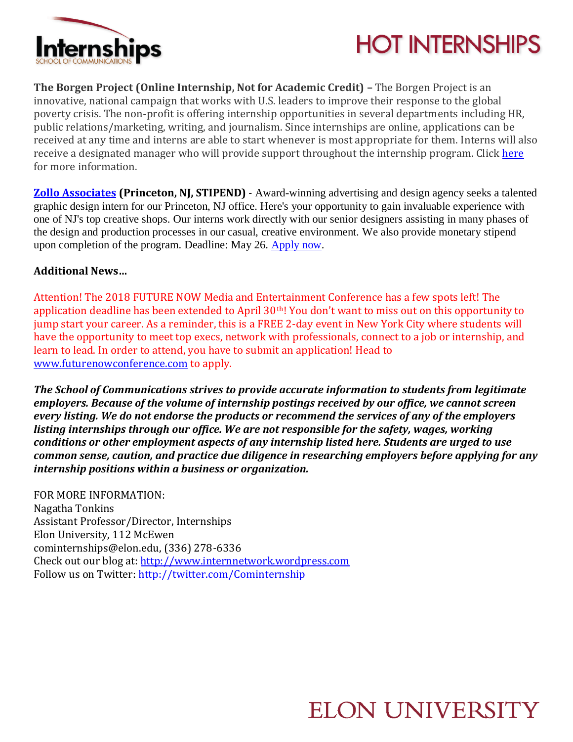**The Borgen Project (Online Internship, Not for Academic Credit) –** The Borgen Project is an innovative, national campaign that works with U.S. leaders to improve their response to the global poverty crisis. The non-profit is offering internship opportunities in several departments including HR, public relations/marketing, writing, and journalism. Since internships are online, applications can be received at any time and interns are able to start whenever is most appropriate for them. Interns will also receive a designated manager who will provide support throughout the internship program. Click here for more information.

**Zollo Associates (Princeton, NJ, STIPEND)** - Award-winning advertising and design agency seeks a talented graphic design intern for our Princeton, NJ office. Here's your opportunity to gain invaluable experience with one of NJ's top creative shops. Our interns work directly with our senior designers assisting in many phases of the design and production processes in our casual, creative environment. We also provide monetary stipend upon completion of the program. Deadline: May 26. Apply now.

**Additional News…**

Attention! The 2018 FUTURE NOW Media and Entertainment Conference has a few spots left! The application deadline has been extended to April 30th! You don't want to miss out on this opportunity to jump start your career. As a reminder, this is a FREE 2-day event in New York City where students will have the opportunity to meet top execs, network with professionals, connect to a job or internship, and learn to lead. In order to attend, you have to submit an application! Head to www.futurenowconference.com to apply.

***The School of Communications strives to provide accurate information to students from legitimate employers. Because of the volume of internship postings received by our office, we cannot screen every listing. We do not endorse the products or recommend the services of any of the employers listing internships through our office. We are not responsible for the safety, wages, working conditions or other employment aspects of any internship listed here. Students are urged to use common sense, caution, and practice due diligence in researching employers before applying for any internship positions within a business or organization.***

FOR MORE INFORMATION:
Nagatha Tonkins
Assistant Professor/Director, Internships
Elon University, 112 McEwen
cominternships@elon.edu, (336) 278-6336
Check out our blog at: http://www.internnetwork.wordpress.com
Follow us on Twitter: http://twitter.com/Cominternship